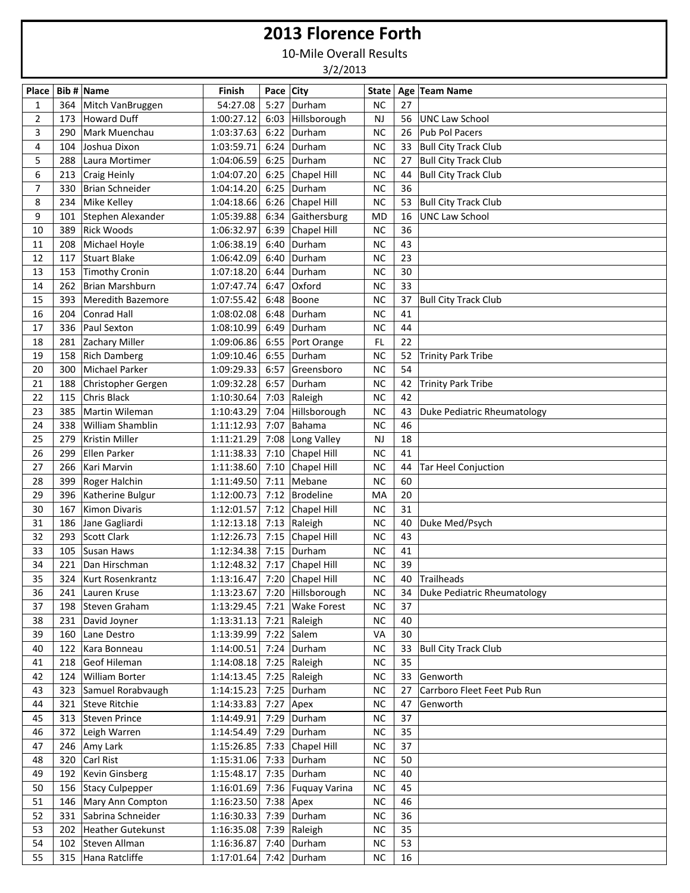# 2013 Florence Forth

10-Mile Overall Results

3/2/2013

| Place | Bib # | Name | Finish | Pace | City | State | Age | Team Name |
|---|---|---|---|---|---|---|---|---|
| 1 | 364 | Mitch VanBruggen | 54:27.08 | 5:27 | Durham | NC | 27 | |
| 2 | 173 | Howard Duff | 1:00:27.12 | 6:03 | Hillsborough | NJ | 56 | UNC Law School |
| 3 | 290 | Mark Muenchau | 1:03:37.63 | 6:22 | Durham | NC | 26 | Pub Pol Pacers |
| 4 | 104 | Joshua Dixon | 1:03:59.71 | 6:24 | Durham | NC | 33 | Bull City Track Club |
| 5 | 288 | Laura Mortimer | 1:04:06.59 | 6:25 | Durham | NC | 27 | Bull City Track Club |
| 6 | 213 | Craig Heinly | 1:04:07.20 | 6:25 | Chapel Hill | NC | 44 | Bull City Track Club |
| 7 | 330 | Brian Schneider | 1:04:14.20 | 6:25 | Durham | NC | 36 | |
| 8 | 234 | Mike Kelley | 1:04:18.66 | 6:26 | Chapel Hill | NC | 53 | Bull City Track Club |
| 9 | 101 | Stephen Alexander | 1:05:39.88 | 6:34 | Gaithersburg | MD | 16 | UNC Law School |
| 10 | 389 | Rick Woods | 1:06:32.97 | 6:39 | Chapel Hill | NC | 36 | |
| 11 | 208 | Michael Hoyle | 1:06:38.19 | 6:40 | Durham | NC | 43 | |
| 12 | 117 | Stuart Blake | 1:06:42.09 | 6:40 | Durham | NC | 23 | |
| 13 | 153 | Timothy Cronin | 1:07:18.20 | 6:44 | Durham | NC | 30 | |
| 14 | 262 | Brian Marshburn | 1:07:47.74 | 6:47 | Oxford | NC | 33 | |
| 15 | 393 | Meredith Bazemore | 1:07:55.42 | 6:48 | Boone | NC | 37 | Bull City Track Club |
| 16 | 204 | Conrad Hall | 1:08:02.08 | 6:48 | Durham | NC | 41 | |
| 17 | 336 | Paul Sexton | 1:08:10.99 | 6:49 | Durham | NC | 44 | |
| 18 | 281 | Zachary Miller | 1:09:06.86 | 6:55 | Port Orange | FL | 22 | |
| 19 | 158 | Rich Damberg | 1:09:10.46 | 6:55 | Durham | NC | 52 | Trinity Park Tribe |
| 20 | 300 | Michael Parker | 1:09:29.33 | 6:57 | Greensboro | NC | 54 | |
| 21 | 188 | Christopher Gergen | 1:09:32.28 | 6:57 | Durham | NC | 42 | Trinity Park Tribe |
| 22 | 115 | Chris Black | 1:10:30.64 | 7:03 | Raleigh | NC | 42 | |
| 23 | 385 | Martin Wileman | 1:10:43.29 | 7:04 | Hillsborough | NC | 43 | Duke Pediatric Rheumatology |
| 24 | 338 | William Shamblin | 1:11:12.93 | 7:07 | Bahama | NC | 46 | |
| 25 | 279 | Kristin Miller | 1:11:21.29 | 7:08 | Long Valley | NJ | 18 | |
| 26 | 299 | Ellen Parker | 1:11:38.33 | 7:10 | Chapel Hill | NC | 41 | |
| 27 | 266 | Kari Marvin | 1:11:38.60 | 7:10 | Chapel Hill | NC | 44 | Tar Heel Conjuction |
| 28 | 399 | Roger Halchin | 1:11:49.50 | 7:11 | Mebane | NC | 60 | |
| 29 | 396 | Katherine Bulgur | 1:12:00.73 | 7:12 | Brodeline | MA | 20 | |
| 30 | 167 | Kimon Divaris | 1:12:01.57 | 7:12 | Chapel Hill | NC | 31 | |
| 31 | 186 | Jane Gagliardi | 1:12:13.18 | 7:13 | Raleigh | NC | 40 | Duke Med/Psych |
| 32 | 293 | Scott Clark | 1:12:26.73 | 7:15 | Chapel Hill | NC | 43 | |
| 33 | 105 | Susan Haws | 1:12:34.38 | 7:15 | Durham | NC | 41 | |
| 34 | 221 | Dan Hirschman | 1:12:48.32 | 7:17 | Chapel Hill | NC | 39 | |
| 35 | 324 | Kurt Rosenkrantz | 1:13:16.47 | 7:20 | Chapel Hill | NC | 40 | Trailheads |
| 36 | 241 | Lauren Kruse | 1:13:23.67 | 7:20 | Hillsborough | NC | 34 | Duke Pediatric Rheumatology |
| 37 | 198 | Steven Graham | 1:13:29.45 | 7:21 | Wake Forest | NC | 37 | |
| 38 | 231 | David Joyner | 1:13:31.13 | 7:21 | Raleigh | NC | 40 | |
| 39 | 160 | Lane Destro | 1:13:39.99 | 7:22 | Salem | VA | 30 | |
| 40 | 122 | Kara Bonneau | 1:14:00.51 | 7:24 | Durham | NC | 33 | Bull City Track Club |
| 41 | 218 | Geof Hileman | 1:14:08.18 | 7:25 | Raleigh | NC | 35 | |
| 42 | 124 | William Borter | 1:14:13.45 | 7:25 | Raleigh | NC | 33 | Genworth |
| 43 | 323 | Samuel Rorabvaugh | 1:14:15.23 | 7:25 | Durham | NC | 27 | Carrboro Fleet Feet Pub Run |
| 44 | 321 | Steve Ritchie | 1:14:33.83 | 7:27 | Apex | NC | 47 | Genworth |
| 45 | 313 | Steven Prince | 1:14:49.91 | 7:29 | Durham | NC | 37 | |
| 46 | 372 | Leigh Warren | 1:14:54.49 | 7:29 | Durham | NC | 35 | |
| 47 | 246 | Amy Lark | 1:15:26.85 | 7:33 | Chapel Hill | NC | 37 | |
| 48 | 320 | Carl Rist | 1:15:31.06 | 7:33 | Durham | NC | 50 | |
| 49 | 192 | Kevin Ginsberg | 1:15:48.17 | 7:35 | Durham | NC | 40 | |
| 50 | 156 | Stacy Culpepper | 1:16:01.69 | 7:36 | Fuquay Varina | NC | 45 | |
| 51 | 146 | Mary Ann Compton | 1:16:23.50 | 7:38 | Apex | NC | 46 | |
| 52 | 331 | Sabrina Schneider | 1:16:30.33 | 7:39 | Durham | NC | 36 | |
| 53 | 202 | Heather Gutekunst | 1:16:35.08 | 7:39 | Raleigh | NC | 35 | |
| 54 | 102 | Steven Allman | 1:16:36.87 | 7:40 | Durham | NC | 53 | |
| 55 | 315 | Hana Ratcliffe | 1:17:01.64 | 7:42 | Durham | NC | 16 | |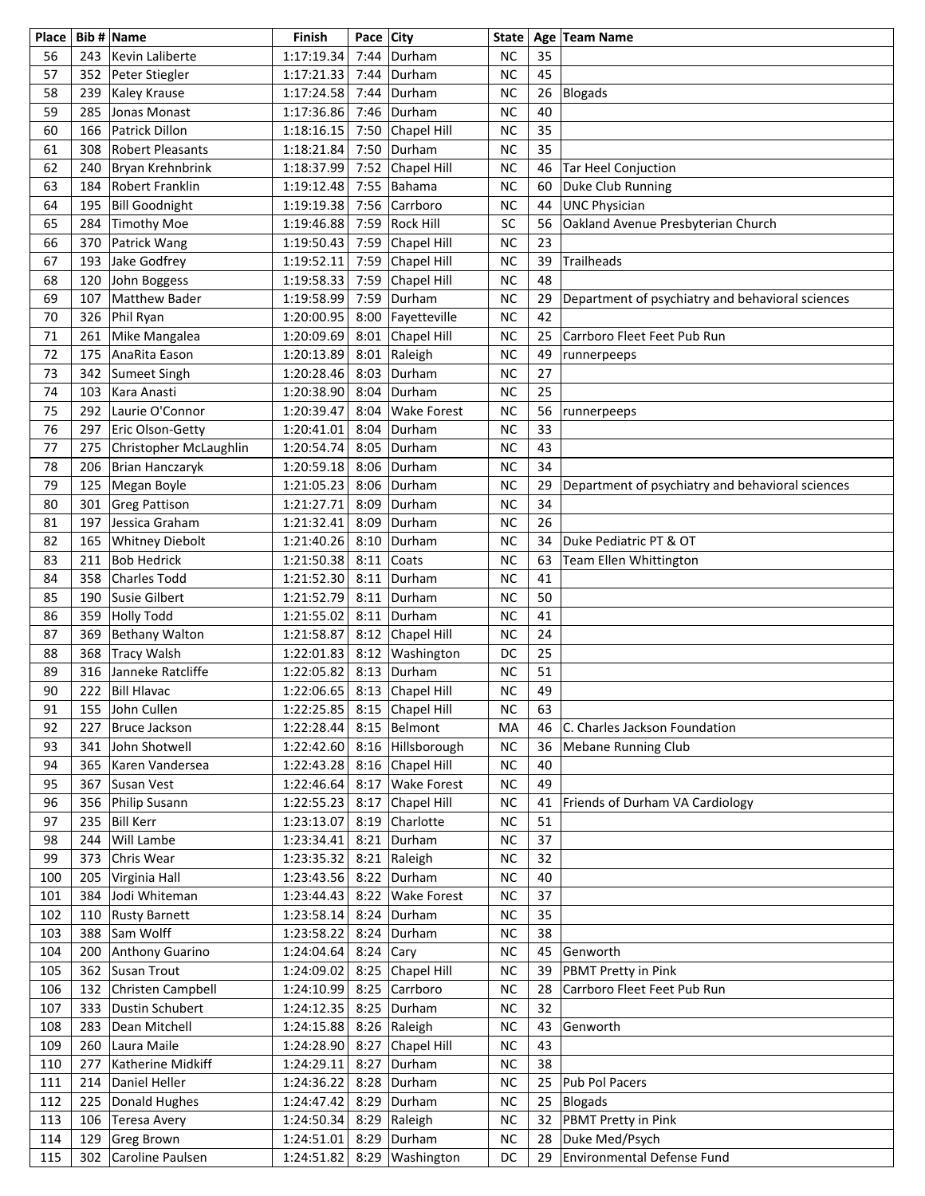| Place | Bib # | Name | Finish | Pace | City | State | Age | Team Name |
|---|---|---|---|---|---|---|---|---|
| 56 | 243 | Kevin Laliberte | 1:17:19.34 | 7:44 | Durham | NC | 35 | |
| 57 | 352 | Peter Stiegler | 1:17:21.33 | 7:44 | Durham | NC | 45 | |
| 58 | 239 | Kaley Krause | 1:17:24.58 | 7:44 | Durham | NC | 26 | Blogads |
| 59 | 285 | Jonas Monast | 1:17:36.86 | 7:46 | Durham | NC | 40 | |
| 60 | 166 | Patrick Dillon | 1:18:16.15 | 7:50 | Chapel Hill | NC | 35 | |
| 61 | 308 | Robert Pleasants | 1:18:21.84 | 7:50 | Durham | NC | 35 | |
| 62 | 240 | Bryan Krehnbrink | 1:18:37.99 | 7:52 | Chapel Hill | NC | 46 | Tar Heel Conjuction |
| 63 | 184 | Robert Franklin | 1:19:12.48 | 7:55 | Bahama | NC | 60 | Duke Club Running |
| 64 | 195 | Bill Goodnight | 1:19:19.38 | 7:56 | Carrboro | NC | 44 | UNC Physician |
| 65 | 284 | Timothy Moe | 1:19:46.88 | 7:59 | Rock Hill | SC | 56 | Oakland Avenue Presbyterian Church |
| 66 | 370 | Patrick Wang | 1:19:50.43 | 7:59 | Chapel Hill | NC | 23 | |
| 67 | 193 | Jake Godfrey | 1:19:52.11 | 7:59 | Chapel Hill | NC | 39 | Trailheads |
| 68 | 120 | John Boggess | 1:19:58.33 | 7:59 | Chapel Hill | NC | 48 | |
| 69 | 107 | Matthew Bader | 1:19:58.99 | 7:59 | Durham | NC | 29 | Department of psychiatry and behavioral sciences |
| 70 | 326 | Phil Ryan | 1:20:00.95 | 8:00 | Fayetteville | NC | 42 | |
| 71 | 261 | Mike Mangalea | 1:20:09.69 | 8:01 | Chapel Hill | NC | 25 | Carrboro Fleet Feet Pub Run |
| 72 | 175 | AnaRita Eason | 1:20:13.89 | 8:01 | Raleigh | NC | 49 | runnerpeeps |
| 73 | 342 | Sumeet Singh | 1:20:28.46 | 8:03 | Durham | NC | 27 | |
| 74 | 103 | Kara Anasti | 1:20:38.90 | 8:04 | Durham | NC | 25 | |
| 75 | 292 | Laurie O'Connor | 1:20:39.47 | 8:04 | Wake Forest | NC | 56 | runnerpeeps |
| 76 | 297 | Eric Olson-Getty | 1:20:41.01 | 8:04 | Durham | NC | 33 | |
| 77 | 275 | Christopher McLaughlin | 1:20:54.74 | 8:05 | Durham | NC | 43 | |
| 78 | 206 | Brian Hanczaryk | 1:20:59.18 | 8:06 | Durham | NC | 34 | |
| 79 | 125 | Megan Boyle | 1:21:05.23 | 8:06 | Durham | NC | 29 | Department of psychiatry and behavioral sciences |
| 80 | 301 | Greg Pattison | 1:21:27.71 | 8:09 | Durham | NC | 34 | |
| 81 | 197 | Jessica Graham | 1:21:32.41 | 8:09 | Durham | NC | 26 | |
| 82 | 165 | Whitney Diebolt | 1:21:40.26 | 8:10 | Durham | NC | 34 | Duke Pediatric PT & OT |
| 83 | 211 | Bob Hedrick | 1:21:50.38 | 8:11 | Coats | NC | 63 | Team Ellen Whittington |
| 84 | 358 | Charles Todd | 1:21:52.30 | 8:11 | Durham | NC | 41 | |
| 85 | 190 | Susie Gilbert | 1:21:52.79 | 8:11 | Durham | NC | 50 | |
| 86 | 359 | Holly Todd | 1:21:55.02 | 8:11 | Durham | NC | 41 | |
| 87 | 369 | Bethany Walton | 1:21:58.87 | 8:12 | Chapel Hill | NC | 24 | |
| 88 | 368 | Tracy Walsh | 1:22:01.83 | 8:12 | Washington | DC | 25 | |
| 89 | 316 | Janneke Ratcliffe | 1:22:05.82 | 8:13 | Durham | NC | 51 | |
| 90 | 222 | Bill Hlavac | 1:22:06.65 | 8:13 | Chapel Hill | NC | 49 | |
| 91 | 155 | John Cullen | 1:22:25.85 | 8:15 | Chapel Hill | NC | 63 | |
| 92 | 227 | Bruce Jackson | 1:22:28.44 | 8:15 | Belmont | MA | 46 | C. Charles Jackson Foundation |
| 93 | 341 | John Shotwell | 1:22:42.60 | 8:16 | Hillsborough | NC | 36 | Mebane Running Club |
| 94 | 365 | Karen Vandersea | 1:22:43.28 | 8:16 | Chapel Hill | NC | 40 | |
| 95 | 367 | Susan Vest | 1:22:46.64 | 8:17 | Wake Forest | NC | 49 | |
| 96 | 356 | Philip Susann | 1:22:55.23 | 8:17 | Chapel Hill | NC | 41 | Friends of Durham VA Cardiology |
| 97 | 235 | Bill Kerr | 1:23:13.07 | 8:19 | Charlotte | NC | 51 | |
| 98 | 244 | Will Lambe | 1:23:34.41 | 8:21 | Durham | NC | 37 | |
| 99 | 373 | Chris Wear | 1:23:35.32 | 8:21 | Raleigh | NC | 32 | |
| 100 | 205 | Virginia Hall | 1:23:43.56 | 8:22 | Durham | NC | 40 | |
| 101 | 384 | Jodi Whiteman | 1:23:44.43 | 8:22 | Wake Forest | NC | 37 | |
| 102 | 110 | Rusty Barnett | 1:23:58.14 | 8:24 | Durham | NC | 35 | |
| 103 | 388 | Sam Wolff | 1:23:58.22 | 8:24 | Durham | NC | 38 | |
| 104 | 200 | Anthony Guarino | 1:24:04.64 | 8:24 | Cary | NC | 45 | Genworth |
| 105 | 362 | Susan Trout | 1:24:09.02 | 8:25 | Chapel Hill | NC | 39 | PBMT Pretty in Pink |
| 106 | 132 | Christen Campbell | 1:24:10.99 | 8:25 | Carrboro | NC | 28 | Carrboro Fleet Feet Pub Run |
| 107 | 333 | Dustin Schubert | 1:24:12.35 | 8:25 | Durham | NC | 32 | |
| 108 | 283 | Dean Mitchell | 1:24:15.88 | 8:26 | Raleigh | NC | 43 | Genworth |
| 109 | 260 | Laura Maile | 1:24:28.90 | 8:27 | Chapel Hill | NC | 43 | |
| 110 | 277 | Katherine Midkiff | 1:24:29.11 | 8:27 | Durham | NC | 38 | |
| 111 | 214 | Daniel Heller | 1:24:36.22 | 8:28 | Durham | NC | 25 | Pub Pol Pacers |
| 112 | 225 | Donald Hughes | 1:24:47.42 | 8:29 | Durham | NC | 25 | Blogads |
| 113 | 106 | Teresa Avery | 1:24:50.34 | 8:29 | Raleigh | NC | 32 | PBMT Pretty in Pink |
| 114 | 129 | Greg Brown | 1:24:51.01 | 8:29 | Durham | NC | 28 | Duke Med/Psych |
| 115 | 302 | Caroline Paulsen | 1:24:51.82 | 8:29 | Washington | DC | 29 | Environmental Defense Fund |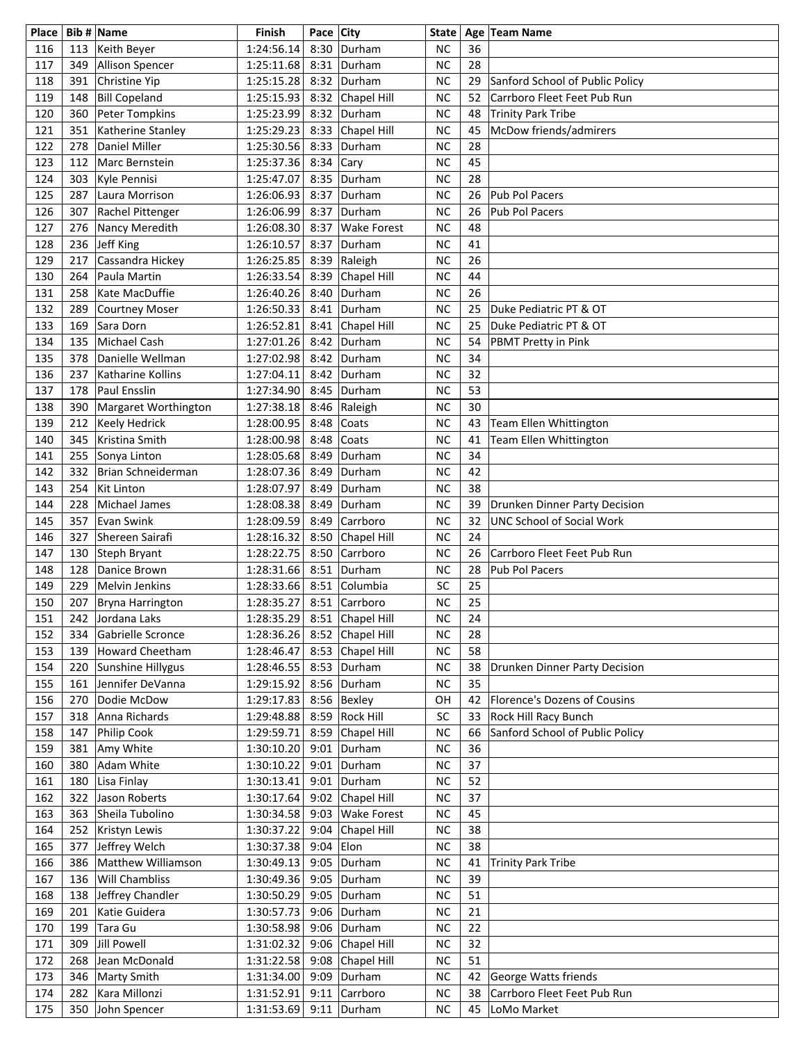| Place | Bib # | Name | Finish | Pace | City | State | Age | Team Name |
|---|---|---|---|---|---|---|---|---|
| 116 | 113 | Keith Beyer | 1:24:56.14 | 8:30 | Durham | NC | 36 | |
| 117 | 349 | Allison Spencer | 1:25:11.68 | 8:31 | Durham | NC | 28 | |
| 118 | 391 | Christine Yip | 1:25:15.28 | 8:32 | Durham | NC | 29 | Sanford School of Public Policy |
| 119 | 148 | Bill Copeland | 1:25:15.93 | 8:32 | Chapel Hill | NC | 52 | Carrboro Fleet Feet Pub Run |
| 120 | 360 | Peter Tompkins | 1:25:23.99 | 8:32 | Durham | NC | 48 | Trinity Park Tribe |
| 121 | 351 | Katherine Stanley | 1:25:29.23 | 8:33 | Chapel Hill | NC | 45 | McDow friends/admirers |
| 122 | 278 | Daniel Miller | 1:25:30.56 | 8:33 | Durham | NC | 28 | |
| 123 | 112 | Marc Bernstein | 1:25:37.36 | 8:34 | Cary | NC | 45 | |
| 124 | 303 | Kyle Pennisi | 1:25:47.07 | 8:35 | Durham | NC | 28 | |
| 125 | 287 | Laura Morrison | 1:26:06.93 | 8:37 | Durham | NC | 26 | Pub Pol Pacers |
| 126 | 307 | Rachel Pittenger | 1:26:06.99 | 8:37 | Durham | NC | 26 | Pub Pol Pacers |
| 127 | 276 | Nancy Meredith | 1:26:08.30 | 8:37 | Wake Forest | NC | 48 | |
| 128 | 236 | Jeff King | 1:26:10.57 | 8:37 | Durham | NC | 41 | |
| 129 | 217 | Cassandra Hickey | 1:26:25.85 | 8:39 | Raleigh | NC | 26 | |
| 130 | 264 | Paula Martin | 1:26:33.54 | 8:39 | Chapel Hill | NC | 44 | |
| 131 | 258 | Kate MacDuffie | 1:26:40.26 | 8:40 | Durham | NC | 26 | |
| 132 | 289 | Courtney Moser | 1:26:50.33 | 8:41 | Durham | NC | 25 | Duke Pediatric PT & OT |
| 133 | 169 | Sara Dorn | 1:26:52.81 | 8:41 | Chapel Hill | NC | 25 | Duke Pediatric PT & OT |
| 134 | 135 | Michael Cash | 1:27:01.26 | 8:42 | Durham | NC | 54 | PBMT Pretty in Pink |
| 135 | 378 | Danielle Wellman | 1:27:02.98 | 8:42 | Durham | NC | 34 | |
| 136 | 237 | Katharine Kollins | 1:27:04.11 | 8:42 | Durham | NC | 32 | |
| 137 | 178 | Paul Ensslin | 1:27:34.90 | 8:45 | Durham | NC | 53 | |
| 138 | 390 | Margaret Worthington | 1:27:38.18 | 8:46 | Raleigh | NC | 30 | |
| 139 | 212 | Keely Hedrick | 1:28:00.95 | 8:48 | Coats | NC | 43 | Team Ellen Whittington |
| 140 | 345 | Kristina Smith | 1:28:00.98 | 8:48 | Coats | NC | 41 | Team Ellen Whittington |
| 141 | 255 | Sonya Linton | 1:28:05.68 | 8:49 | Durham | NC | 34 | |
| 142 | 332 | Brian Schneiderman | 1:28:07.36 | 8:49 | Durham | NC | 42 | |
| 143 | 254 | Kit Linton | 1:28:07.97 | 8:49 | Durham | NC | 38 | |
| 144 | 228 | Michael James | 1:28:08.38 | 8:49 | Durham | NC | 39 | Drunken Dinner Party Decision |
| 145 | 357 | Evan Swink | 1:28:09.59 | 8:49 | Carrboro | NC | 32 | UNC School of Social Work |
| 146 | 327 | Shereen Sairafi | 1:28:16.32 | 8:50 | Chapel Hill | NC | 24 | |
| 147 | 130 | Steph Bryant | 1:28:22.75 | 8:50 | Carrboro | NC | 26 | Carrboro Fleet Feet Pub Run |
| 148 | 128 | Danice Brown | 1:28:31.66 | 8:51 | Durham | NC | 28 | Pub Pol Pacers |
| 149 | 229 | Melvin Jenkins | 1:28:33.66 | 8:51 | Columbia | SC | 25 | |
| 150 | 207 | Bryna Harrington | 1:28:35.27 | 8:51 | Carrboro | NC | 25 | |
| 151 | 242 | Jordana Laks | 1:28:35.29 | 8:51 | Chapel Hill | NC | 24 | |
| 152 | 334 | Gabrielle Scronce | 1:28:36.26 | 8:52 | Chapel Hill | NC | 28 | |
| 153 | 139 | Howard Cheetham | 1:28:46.47 | 8:53 | Chapel Hill | NC | 58 | |
| 154 | 220 | Sunshine Hillygus | 1:28:46.55 | 8:53 | Durham | NC | 38 | Drunken Dinner Party Decision |
| 155 | 161 | Jennifer DeVanna | 1:29:15.92 | 8:56 | Durham | NC | 35 | |
| 156 | 270 | Dodie McDow | 1:29:17.83 | 8:56 | Bexley | OH | 42 | Florence's Dozens of Cousins |
| 157 | 318 | Anna Richards | 1:29:48.88 | 8:59 | Rock Hill | SC | 33 | Rock Hill Racy Bunch |
| 158 | 147 | Philip Cook | 1:29:59.71 | 8:59 | Chapel Hill | NC | 66 | Sanford School of Public Policy |
| 159 | 381 | Amy White | 1:30:10.20 | 9:01 | Durham | NC | 36 | |
| 160 | 380 | Adam White | 1:30:10.22 | 9:01 | Durham | NC | 37 | |
| 161 | 180 | Lisa Finlay | 1:30:13.41 | 9:01 | Durham | NC | 52 | |
| 162 | 322 | Jason Roberts | 1:30:17.64 | 9:02 | Chapel Hill | NC | 37 | |
| 163 | 363 | Sheila Tubolino | 1:30:34.58 | 9:03 | Wake Forest | NC | 45 | |
| 164 | 252 | Kristyn Lewis | 1:30:37.22 | 9:04 | Chapel Hill | NC | 38 | |
| 165 | 377 | Jeffrey Welch | 1:30:37.38 | 9:04 | Elon | NC | 38 | |
| 166 | 386 | Matthew Williamson | 1:30:49.13 | 9:05 | Durham | NC | 41 | Trinity Park Tribe |
| 167 | 136 | Will Chambliss | 1:30:49.36 | 9:05 | Durham | NC | 39 | |
| 168 | 138 | Jeffrey Chandler | 1:30:50.29 | 9:05 | Durham | NC | 51 | |
| 169 | 201 | Katie Guidera | 1:30:57.73 | 9:06 | Durham | NC | 21 | |
| 170 | 199 | Tara Gu | 1:30:58.98 | 9:06 | Durham | NC | 22 | |
| 171 | 309 | Jill Powell | 1:31:02.32 | 9:06 | Chapel Hill | NC | 32 | |
| 172 | 268 | Jean McDonald | 1:31:22.58 | 9:08 | Chapel Hill | NC | 51 | |
| 173 | 346 | Marty Smith | 1:31:34.00 | 9:09 | Durham | NC | 42 | George Watts friends |
| 174 | 282 | Kara Millonzi | 1:31:52.91 | 9:11 | Carrboro | NC | 38 | Carrboro Fleet Feet Pub Run |
| 175 | 350 | John Spencer | 1:31:53.69 | 9:11 | Durham | NC | 45 | LoMo Market |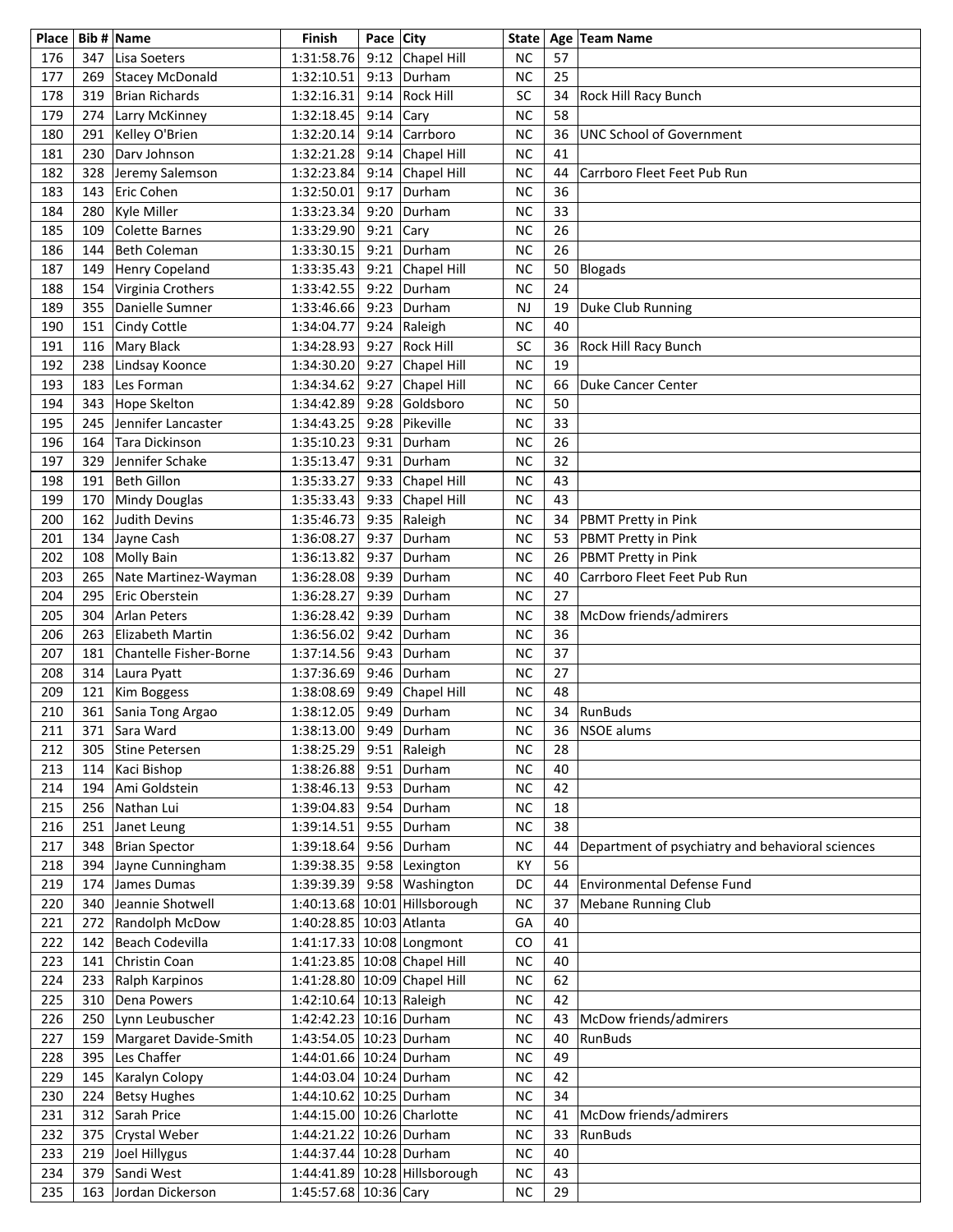| Place | Bib # | Name | Finish | Pace | City | State | Age | Team Name |
|---|---|---|---|---|---|---|---|---|
| 176 | 347 | Lisa Soeters | 1:31:58.76 | 9:12 | Chapel Hill | NC | 57 | |
| 177 | 269 | Stacey McDonald | 1:32:10.51 | 9:13 | Durham | NC | 25 | |
| 178 | 319 | Brian Richards | 1:32:16.31 | 9:14 | Rock Hill | SC | 34 | Rock Hill Racy Bunch |
| 179 | 274 | Larry McKinney | 1:32:18.45 | 9:14 | Cary | NC | 58 | |
| 180 | 291 | Kelley O'Brien | 1:32:20.14 | 9:14 | Carrboro | NC | 36 | UNC School of Government |
| 181 | 230 | Darv Johnson | 1:32:21.28 | 9:14 | Chapel Hill | NC | 41 | |
| 182 | 328 | Jeremy Salemson | 1:32:23.84 | 9:14 | Chapel Hill | NC | 44 | Carrboro Fleet Feet Pub Run |
| 183 | 143 | Eric Cohen | 1:32:50.01 | 9:17 | Durham | NC | 36 | |
| 184 | 280 | Kyle Miller | 1:33:23.34 | 9:20 | Durham | NC | 33 | |
| 185 | 109 | Colette Barnes | 1:33:29.90 | 9:21 | Cary | NC | 26 | |
| 186 | 144 | Beth Coleman | 1:33:30.15 | 9:21 | Durham | NC | 26 | |
| 187 | 149 | Henry Copeland | 1:33:35.43 | 9:21 | Chapel Hill | NC | 50 | Blogads |
| 188 | 154 | Virginia Crothers | 1:33:42.55 | 9:22 | Durham | NC | 24 | |
| 189 | 355 | Danielle Sumner | 1:33:46.66 | 9:23 | Durham | NJ | 19 | Duke Club Running |
| 190 | 151 | Cindy Cottle | 1:34:04.77 | 9:24 | Raleigh | NC | 40 | |
| 191 | 116 | Mary Black | 1:34:28.93 | 9:27 | Rock Hill | SC | 36 | Rock Hill Racy Bunch |
| 192 | 238 | Lindsay Koonce | 1:34:30.20 | 9:27 | Chapel Hill | NC | 19 | |
| 193 | 183 | Les Forman | 1:34:34.62 | 9:27 | Chapel Hill | NC | 66 | Duke Cancer Center |
| 194 | 343 | Hope Skelton | 1:34:42.89 | 9:28 | Goldsboro | NC | 50 | |
| 195 | 245 | Jennifer Lancaster | 1:34:43.25 | 9:28 | Pikeville | NC | 33 | |
| 196 | 164 | Tara Dickinson | 1:35:10.23 | 9:31 | Durham | NC | 26 | |
| 197 | 329 | Jennifer Schake | 1:35:13.47 | 9:31 | Durham | NC | 32 | |
| 198 | 191 | Beth Gillon | 1:35:33.27 | 9:33 | Chapel Hill | NC | 43 | |
| 199 | 170 | Mindy Douglas | 1:35:33.43 | 9:33 | Chapel Hill | NC | 43 | |
| 200 | 162 | Judith Devins | 1:35:46.73 | 9:35 | Raleigh | NC | 34 | PBMT Pretty in Pink |
| 201 | 134 | Jayne Cash | 1:36:08.27 | 9:37 | Durham | NC | 53 | PBMT Pretty in Pink |
| 202 | 108 | Molly Bain | 1:36:13.82 | 9:37 | Durham | NC | 26 | PBMT Pretty in Pink |
| 203 | 265 | Nate Martinez-Wayman | 1:36:28.08 | 9:39 | Durham | NC | 40 | Carrboro Fleet Feet Pub Run |
| 204 | 295 | Eric Oberstein | 1:36:28.27 | 9:39 | Durham | NC | 27 | |
| 205 | 304 | Arlan Peters | 1:36:28.42 | 9:39 | Durham | NC | 38 | McDow friends/admirers |
| 206 | 263 | Elizabeth Martin | 1:36:56.02 | 9:42 | Durham | NC | 36 | |
| 207 | 181 | Chantelle Fisher-Borne | 1:37:14.56 | 9:43 | Durham | NC | 37 | |
| 208 | 314 | Laura Pyatt | 1:37:36.69 | 9:46 | Durham | NC | 27 | |
| 209 | 121 | Kim Boggess | 1:38:08.69 | 9:49 | Chapel Hill | NC | 48 | |
| 210 | 361 | Sania Tong Argao | 1:38:12.05 | 9:49 | Durham | NC | 34 | RunBuds |
| 211 | 371 | Sara Ward | 1:38:13.00 | 9:49 | Durham | NC | 36 | NSOE alums |
| 212 | 305 | Stine Petersen | 1:38:25.29 | 9:51 | Raleigh | NC | 28 | |
| 213 | 114 | Kaci Bishop | 1:38:26.88 | 9:51 | Durham | NC | 40 | |
| 214 | 194 | Ami Goldstein | 1:38:46.13 | 9:53 | Durham | NC | 42 | |
| 215 | 256 | Nathan Lui | 1:39:04.83 | 9:54 | Durham | NC | 18 | |
| 216 | 251 | Janet Leung | 1:39:14.51 | 9:55 | Durham | NC | 38 | |
| 217 | 348 | Brian Spector | 1:39:18.64 | 9:56 | Durham | NC | 44 | Department of psychiatry and behavioral sciences |
| 218 | 394 | Jayne Cunningham | 1:39:38.35 | 9:58 | Lexington | KY | 56 | |
| 219 | 174 | James Dumas | 1:39:39.39 | 9:58 | Washington | DC | 44 | Environmental Defense Fund |
| 220 | 340 | Jeannie Shotwell | 1:40:13.68 | 10:01 | Hillsborough | NC | 37 | Mebane Running Club |
| 221 | 272 | Randolph McDow | 1:40:28.85 | 10:03 | Atlanta | GA | 40 | |
| 222 | 142 | Beach Codevilla | 1:41:17.33 | 10:08 | Longmont | CO | 41 | |
| 223 | 141 | Christin Coan | 1:41:23.85 | 10:08 | Chapel Hill | NC | 40 | |
| 224 | 233 | Ralph Karpinos | 1:41:28.80 | 10:09 | Chapel Hill | NC | 62 | |
| 225 | 310 | Dena Powers | 1:42:10.64 | 10:13 | Raleigh | NC | 42 | |
| 226 | 250 | Lynn Leubuscher | 1:42:42.23 | 10:16 | Durham | NC | 43 | McDow friends/admirers |
| 227 | 159 | Margaret Davide-Smith | 1:43:54.05 | 10:23 | Durham | NC | 40 | RunBuds |
| 228 | 395 | Les Chaffer | 1:44:01.66 | 10:24 | Durham | NC | 49 | |
| 229 | 145 | Karalyn Colopy | 1:44:03.04 | 10:24 | Durham | NC | 42 | |
| 230 | 224 | Betsy Hughes | 1:44:10.62 | 10:25 | Durham | NC | 34 | |
| 231 | 312 | Sarah Price | 1:44:15.00 | 10:26 | Charlotte | NC | 41 | McDow friends/admirers |
| 232 | 375 | Crystal Weber | 1:44:21.22 | 10:26 | Durham | NC | 33 | RunBuds |
| 233 | 219 | Joel Hillygus | 1:44:37.44 | 10:28 | Durham | NC | 40 | |
| 234 | 379 | Sandi West | 1:44:41.89 | 10:28 | Hillsborough | NC | 43 | |
| 235 | 163 | Jordan Dickerson | 1:45:57.68 | 10:36 | Cary | NC | 29 | |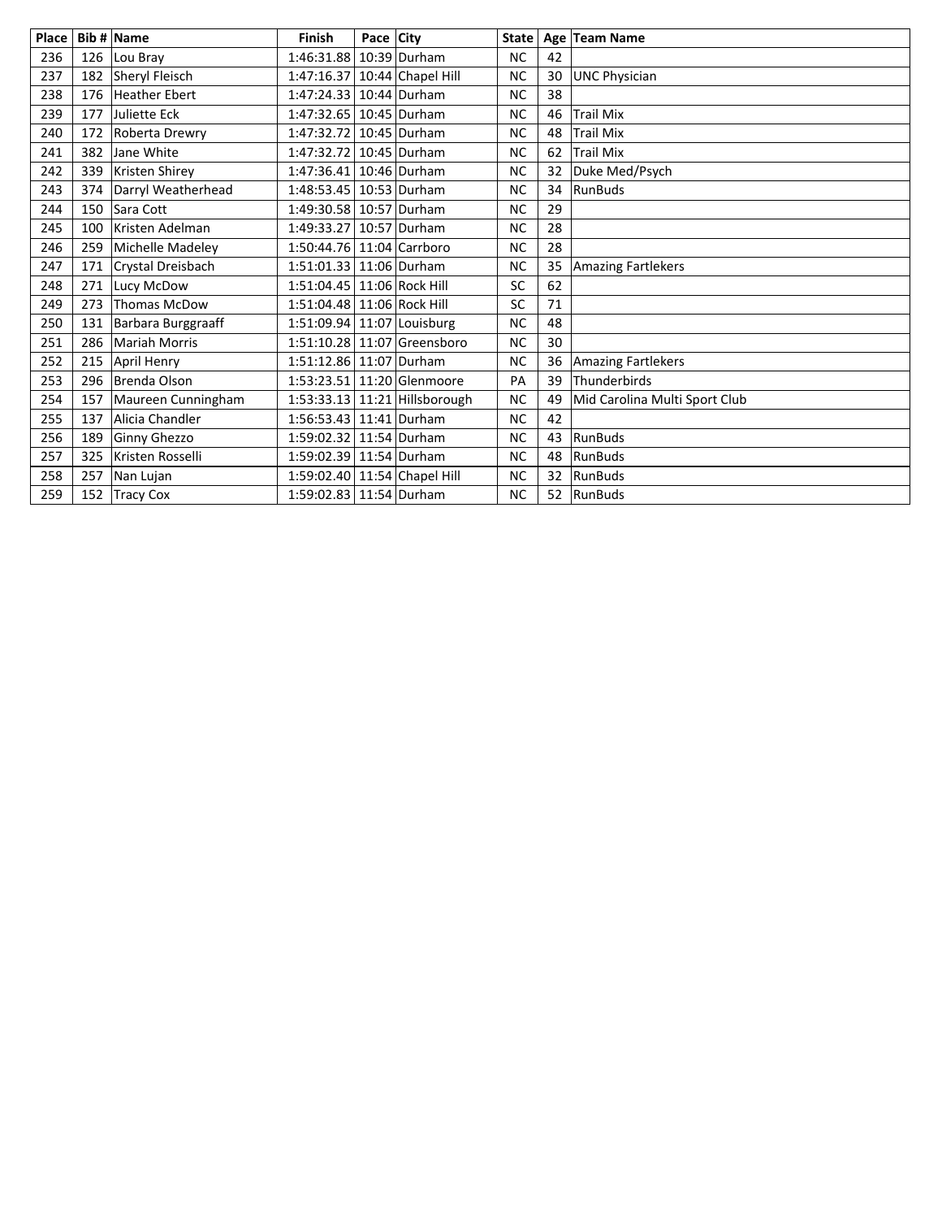| Place | Bib # | Name | Finish | Pace | City | State | Age | Team Name |
|---|---|---|---|---|---|---|---|---|
| 236 | 126 | Lou Bray | 1:46:31.88 | 10:39 | Durham | NC | 42 | |
| 237 | 182 | Sheryl Fleisch | 1:47:16.37 | 10:44 | Chapel Hill | NC | 30 | UNC Physician |
| 238 | 176 | Heather Ebert | 1:47:24.33 | 10:44 | Durham | NC | 38 | |
| 239 | 177 | Juliette Eck | 1:47:32.65 | 10:45 | Durham | NC | 46 | Trail Mix |
| 240 | 172 | Roberta Drewry | 1:47:32.72 | 10:45 | Durham | NC | 48 | Trail Mix |
| 241 | 382 | Jane White | 1:47:32.72 | 10:45 | Durham | NC | 62 | Trail Mix |
| 242 | 339 | Kristen Shirey | 1:47:36.41 | 10:46 | Durham | NC | 32 | Duke Med/Psych |
| 243 | 374 | Darryl Weatherhead | 1:48:53.45 | 10:53 | Durham | NC | 34 | RunBuds |
| 244 | 150 | Sara Cott | 1:49:30.58 | 10:57 | Durham | NC | 29 | |
| 245 | 100 | Kristen Adelman | 1:49:33.27 | 10:57 | Durham | NC | 28 | |
| 246 | 259 | Michelle Madeley | 1:50:44.76 | 11:04 | Carrboro | NC | 28 | |
| 247 | 171 | Crystal Dreisbach | 1:51:01.33 | 11:06 | Durham | NC | 35 | Amazing Fartlekers |
| 248 | 271 | Lucy McDow | 1:51:04.45 | 11:06 | Rock Hill | SC | 62 | |
| 249 | 273 | Thomas McDow | 1:51:04.48 | 11:06 | Rock Hill | SC | 71 | |
| 250 | 131 | Barbara Burggraaff | 1:51:09.94 | 11:07 | Louisburg | NC | 48 | |
| 251 | 286 | Mariah Morris | 1:51:10.28 | 11:07 | Greensboro | NC | 30 | |
| 252 | 215 | April Henry | 1:51:12.86 | 11:07 | Durham | NC | 36 | Amazing Fartlekers |
| 253 | 296 | Brenda Olson | 1:53:23.51 | 11:20 | Glenmoore | PA | 39 | Thunderbirds |
| 254 | 157 | Maureen Cunningham | 1:53:33.13 | 11:21 | Hillsborough | NC | 49 | Mid Carolina Multi Sport Club |
| 255 | 137 | Alicia Chandler | 1:56:53.43 | 11:41 | Durham | NC | 42 | |
| 256 | 189 | Ginny Ghezzo | 1:59:02.32 | 11:54 | Durham | NC | 43 | RunBuds |
| 257 | 325 | Kristen Rosselli | 1:59:02.39 | 11:54 | Durham | NC | 48 | RunBuds |
| 258 | 257 | Nan Lujan | 1:59:02.40 | 11:54 | Chapel Hill | NC | 32 | RunBuds |
| 259 | 152 | Tracy Cox | 1:59:02.83 | 11:54 | Durham | NC | 52 | RunBuds |